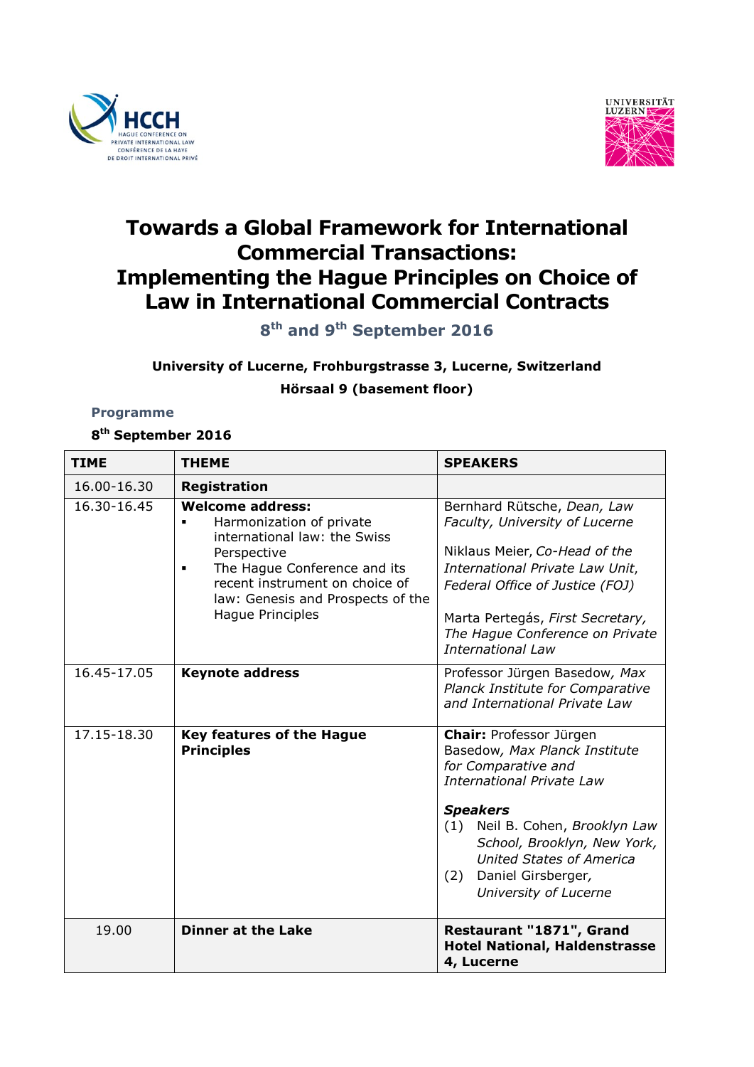# Towards a Global Framework for International Commercial Transactions: Implementing the Hague Principles on Choice of Law in International Commercial Contracts

**8th and 9th September 2016**

**University of Lucerne, Frohburgstrasse 3, Lucerne, Switzerland**

**Hörsaal 9 (basement floor)**

### Programme

**8th September 2016**

| TIME | THEME | SPEAKERS |
|---|---|---|
| 16.00-16.30 | **Registration** | |
| 16.30-16.45 | **Welcome address:**<br>▪ Harmonization of private international law: the Swiss Perspective<br>▪ The Hague Conference and its recent instrument on choice of law: Genesis and Prospects of the Hague Principles | Bernhard Rütsche, *Dean, Law Faculty, University of Lucerne*<br><br>Niklaus Meier, *Co-Head of the International Private Law Unit, Federal Office of Justice (FOJ)*<br><br>Marta Pertegás, *First Secretary, The Hague Conference on Private International Law* |
| 16.45-17.05 | **Keynote address** | Professor Jürgen Basedow, *Max Planck Institute for Comparative and International Private Law* |
| 17.15-18.30 | **Key features of the Hague Principles** | **Chair:** Professor Jürgen Basedow, *Max Planck Institute for Comparative and International Private Law*<br><br>***Speakers***<br>(1) Neil B. Cohen, *Brooklyn Law School, Brooklyn, New York, United States of America*<br>(2) Daniel Girsberger, *University of Lucerne* |
| 19.00 | **Dinner at the Lake** | **Restaurant "1871", Grand Hotel National, Haldenstrasse 4, Lucerne** |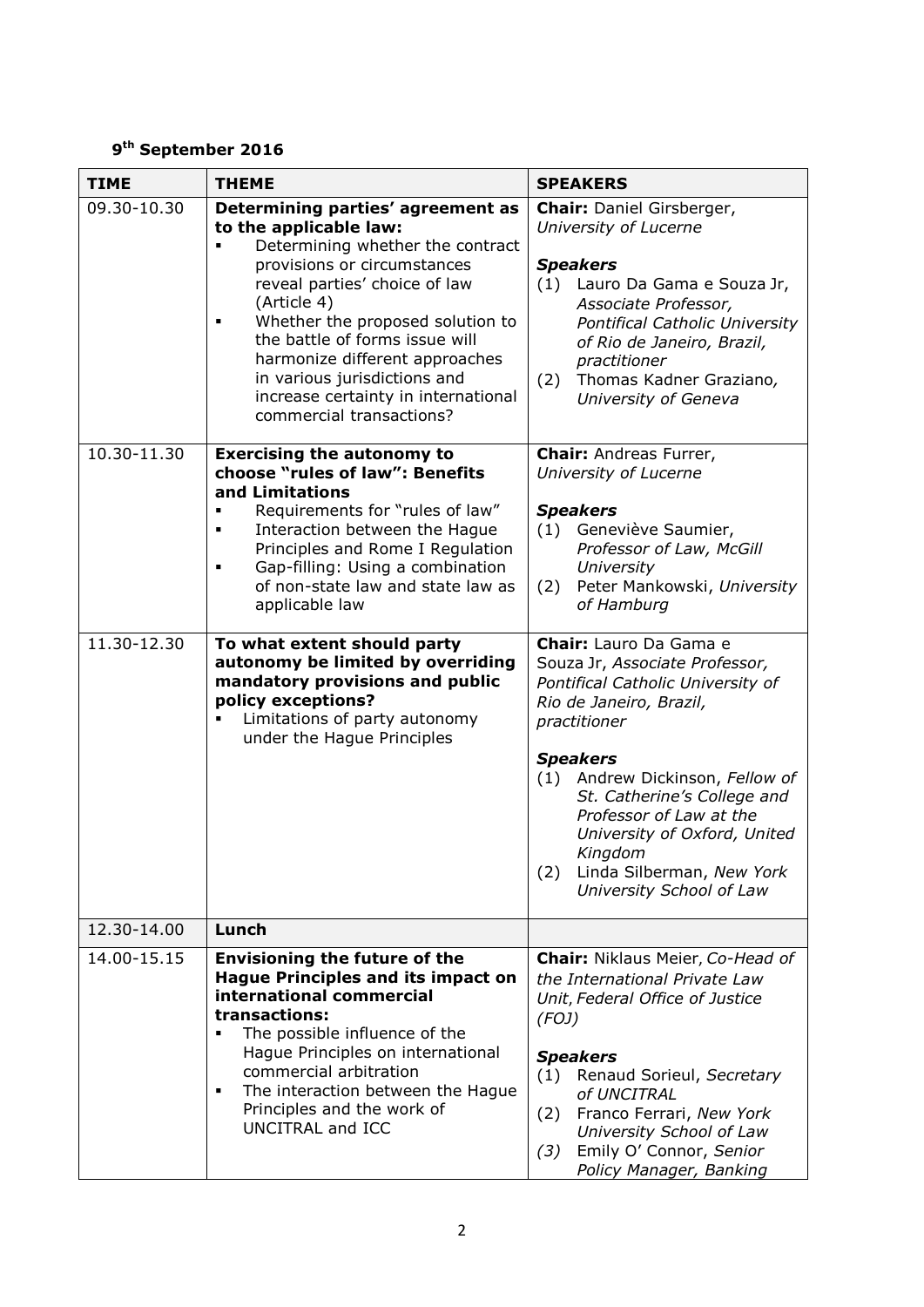## 9th September 2016

| TIME | THEME | SPEAKERS |
|---|---|---|
| 09.30-10.30 | **Determining parties' agreement as to the applicable law:**<br>▪ Determining whether the contract provisions or circumstances reveal parties' choice of law (Article 4)<br>▪ Whether the proposed solution to the battle of forms issue will harmonize different approaches in various jurisdictions and increase certainty in international commercial transactions? | **Chair:** Daniel Girsberger, *University of Lucerne*<br><br>***Speakers***<br>(1) Lauro Da Gama e Souza Jr, *Associate Professor, Pontifical Catholic University of Rio de Janeiro, Brazil, practitioner*<br>(2) Thomas Kadner Graziano, *University of Geneva* |
| 10.30-11.30 | **Exercising the autonomy to choose "rules of law": Benefits and Limitations**<br>▪ Requirements for "rules of law"<br>▪ Interaction between the Hague Principles and Rome I Regulation<br>▪ Gap-filling: Using a combination of non-state law and state law as applicable law | **Chair:** Andreas Furrer, *University of Lucerne*<br><br>***Speakers***<br>(1) Geneviève Saumier, *Professor of Law, McGill University*<br>(2) Peter Mankowski, *University of Hamburg* |
| 11.30-12.30 | **To what extent should party autonomy be limited by overriding mandatory provisions and public policy exceptions?**<br>▪ Limitations of party autonomy under the Hague Principles | **Chair:** Lauro Da Gama e Souza Jr, *Associate Professor, Pontifical Catholic University of Rio de Janeiro, Brazil, practitioner*<br><br>***Speakers***<br>(1) Andrew Dickinson, *Fellow of St. Catherine's College and Professor of Law at the University of Oxford, United Kingdom*<br>(2) Linda Silberman, *New York University School of Law* |
| 12.30-14.00 | **Lunch** | |
| 14.00-15.15 | **Envisioning the future of the Hague Principles and its impact on international commercial transactions:**<br>▪ The possible influence of the Hague Principles on international commercial arbitration<br>▪ The interaction between the Hague Principles and the work of UNCITRAL and ICC | **Chair:** Niklaus Meier, *Co-Head of the International Private Law Unit, Federal Office of Justice (FOJ)*<br><br>***Speakers***<br>(1) Renaud Sorieul, *Secretary of UNCITRAL*<br>(2) Franco Ferrari, *New York University School of Law*<br>*(3)* Emily O' Connor, *Senior Policy Manager, Banking* |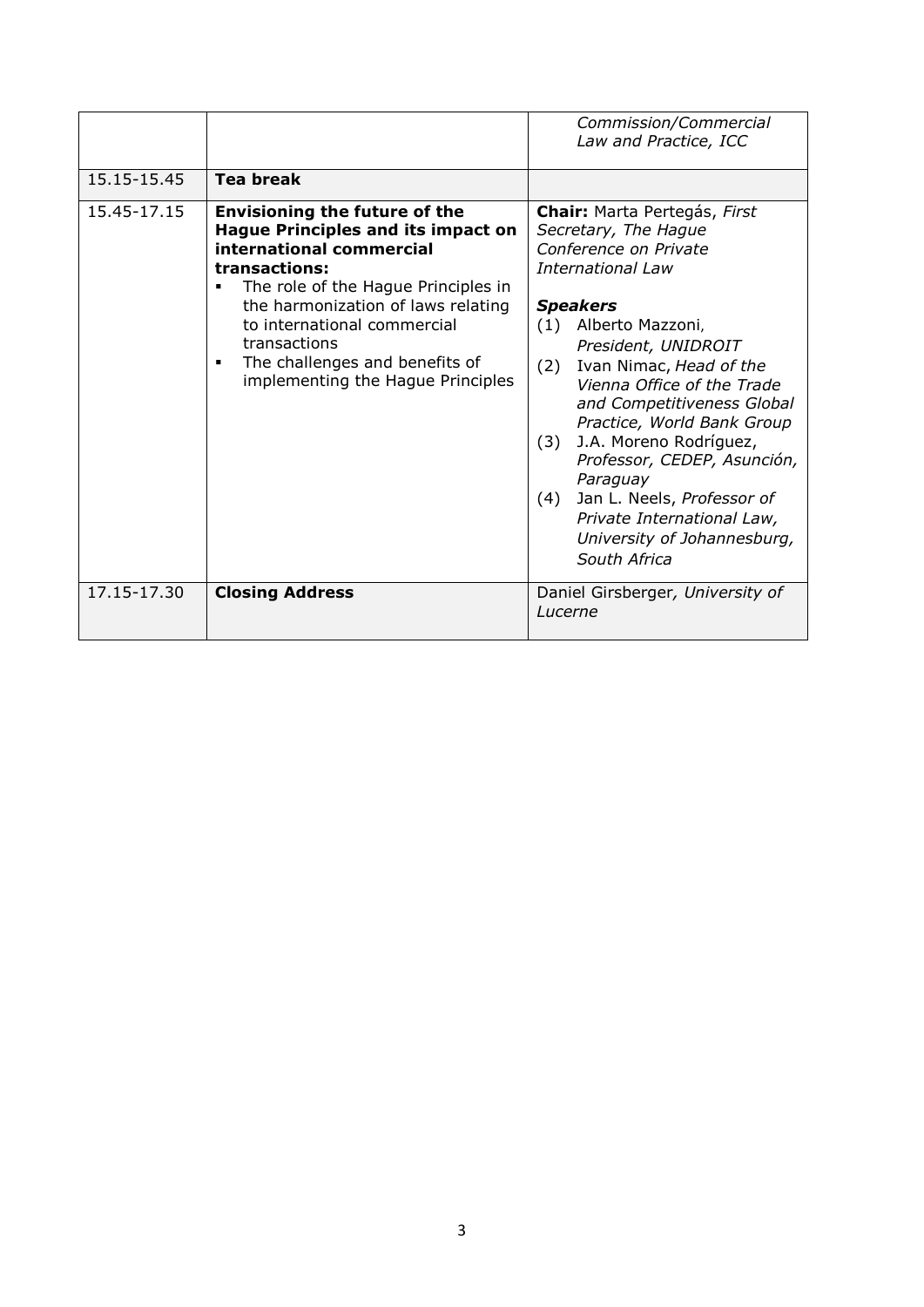| | | |
|---|---|---|
| | | *Commission/Commercial Law and Practice, ICC* |
| 15.15-15.45 | **Tea break** | |
| 15.45-17.15 | **Envisioning the future of the Hague Principles and its impact on international commercial transactions:**<br>▪ The role of the Hague Principles in the harmonization of laws relating to international commercial transactions<br>▪ The challenges and benefits of implementing the Hague Principles | **Chair:** Marta Pertegás, *First Secretary, The Hague Conference on Private International Law*<br><br>***Speakers***<br>(1) Alberto Mazzoni, *President, UNIDROIT*<br>(2) Ivan Nimac, *Head of the Vienna Office of the Trade and Competitiveness Global Practice, World Bank Group*<br>(3) J.A. Moreno Rodríguez, *Professor, CEDEP, Asunción, Paraguay*<br>(4) Jan L. Neels, *Professor of Private International Law, University of Johannesburg, South Africa* |
| 17.15-17.30 | **Closing Address** | Daniel Girsberger, *University of Lucerne* |